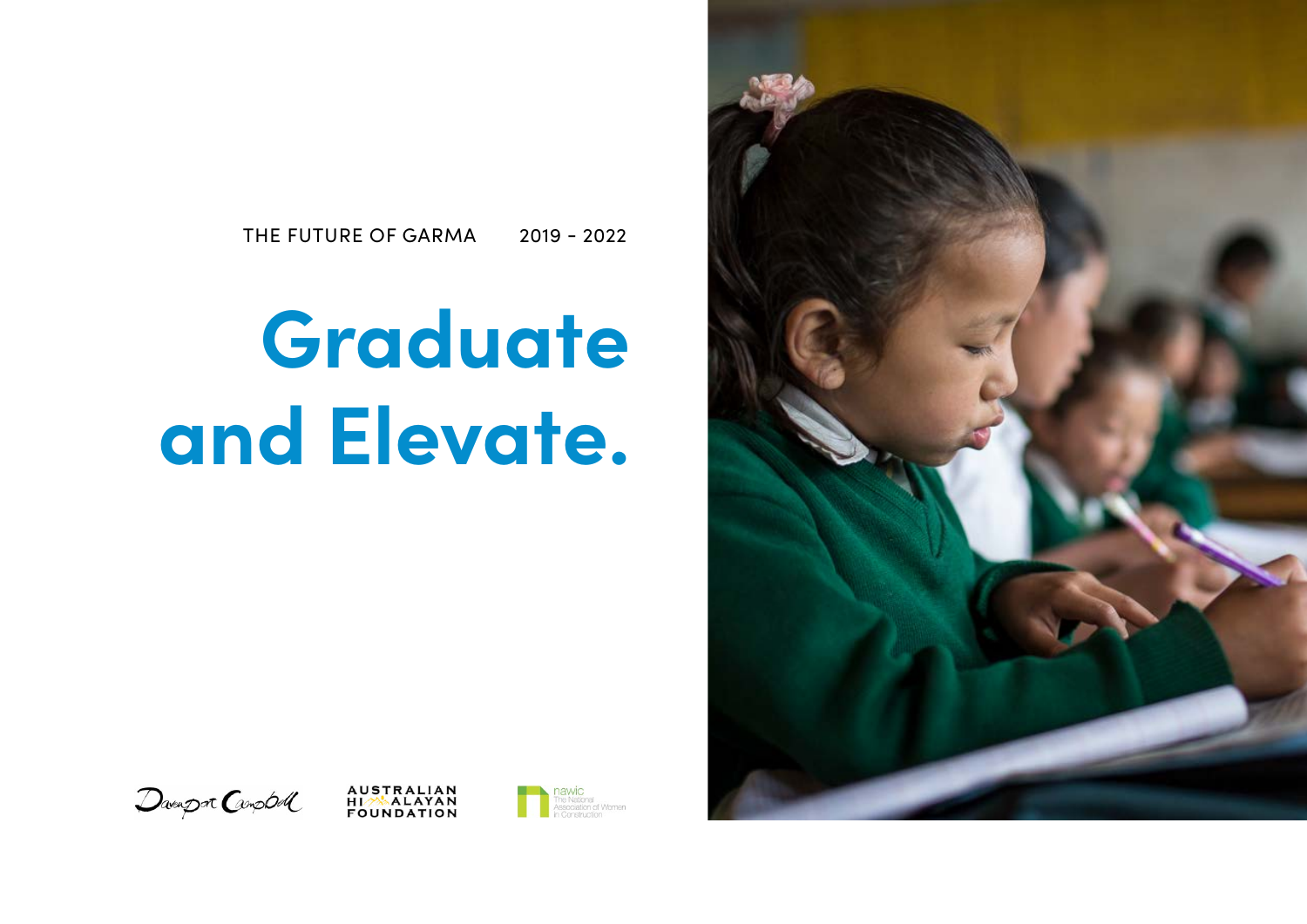THE FUTURE OF GARMA 2019 - 2022

# Graduate and Elevate.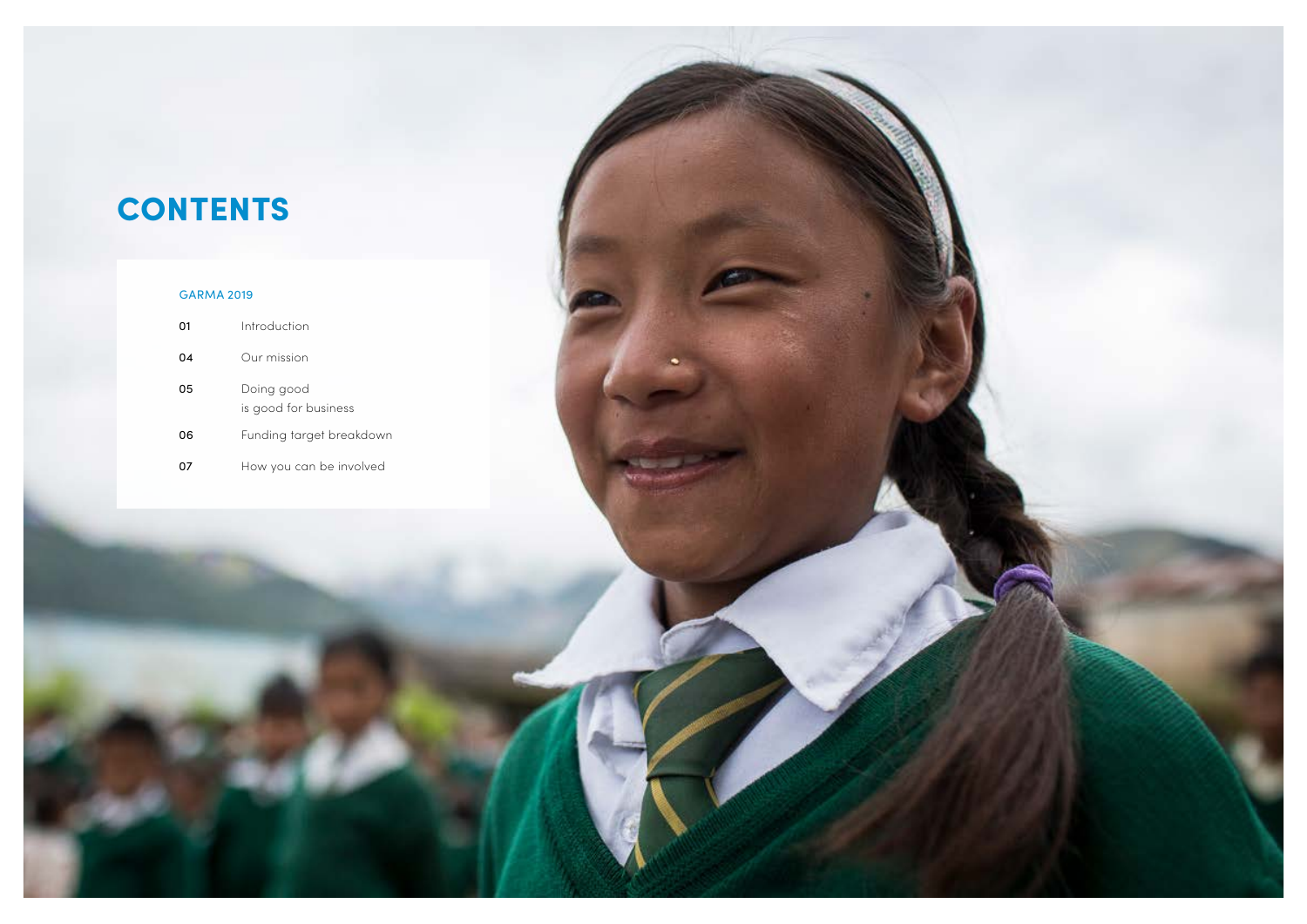# CONTENTS

GARMA 2019

| | |
|---|---|
| 01 | Introduction |
| 04 | Our mission |
| 05 | Doing good is good for business |
| 06 | Funding target breakdown |
| 07 | How you can be involved |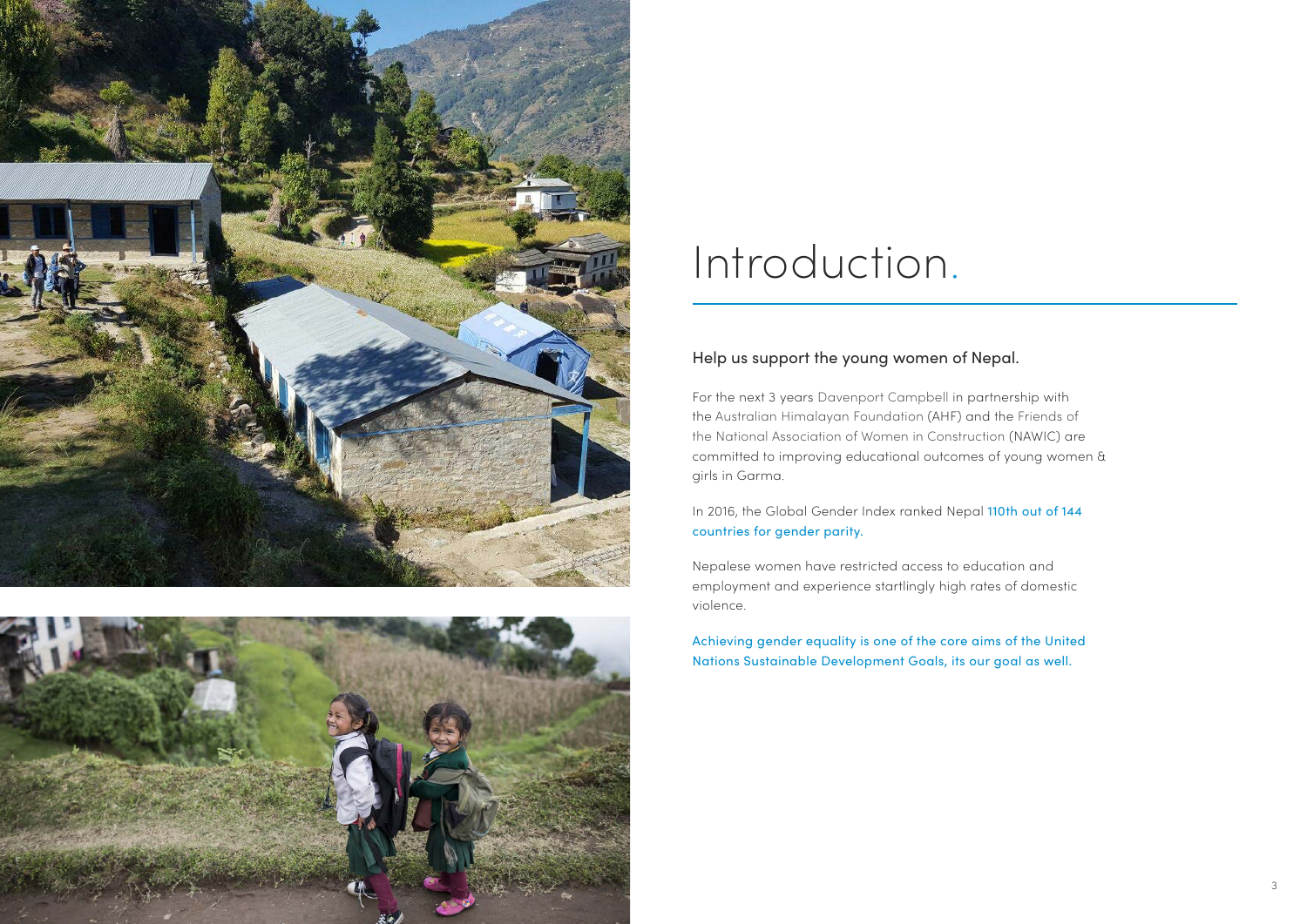# Introduction.

## Help us support the young women of Nepal.

For the next 3 years Davenport Campbell in partnership with the Australian Himalayan Foundation (AHF) and the Friends of the National Association of Women in Construction (NAWIC) are committed to improving educational outcomes of young women & girls in Garma.

In 2016, the Global Gender Index ranked Nepal 110th out of 144 countries for gender parity.

Nepalese women have restricted access to education and employment and experience startlingly high rates of domestic violence.

Achieving gender equality is one of the core aims of the United Nations Sustainable Development Goals, its our goal as well.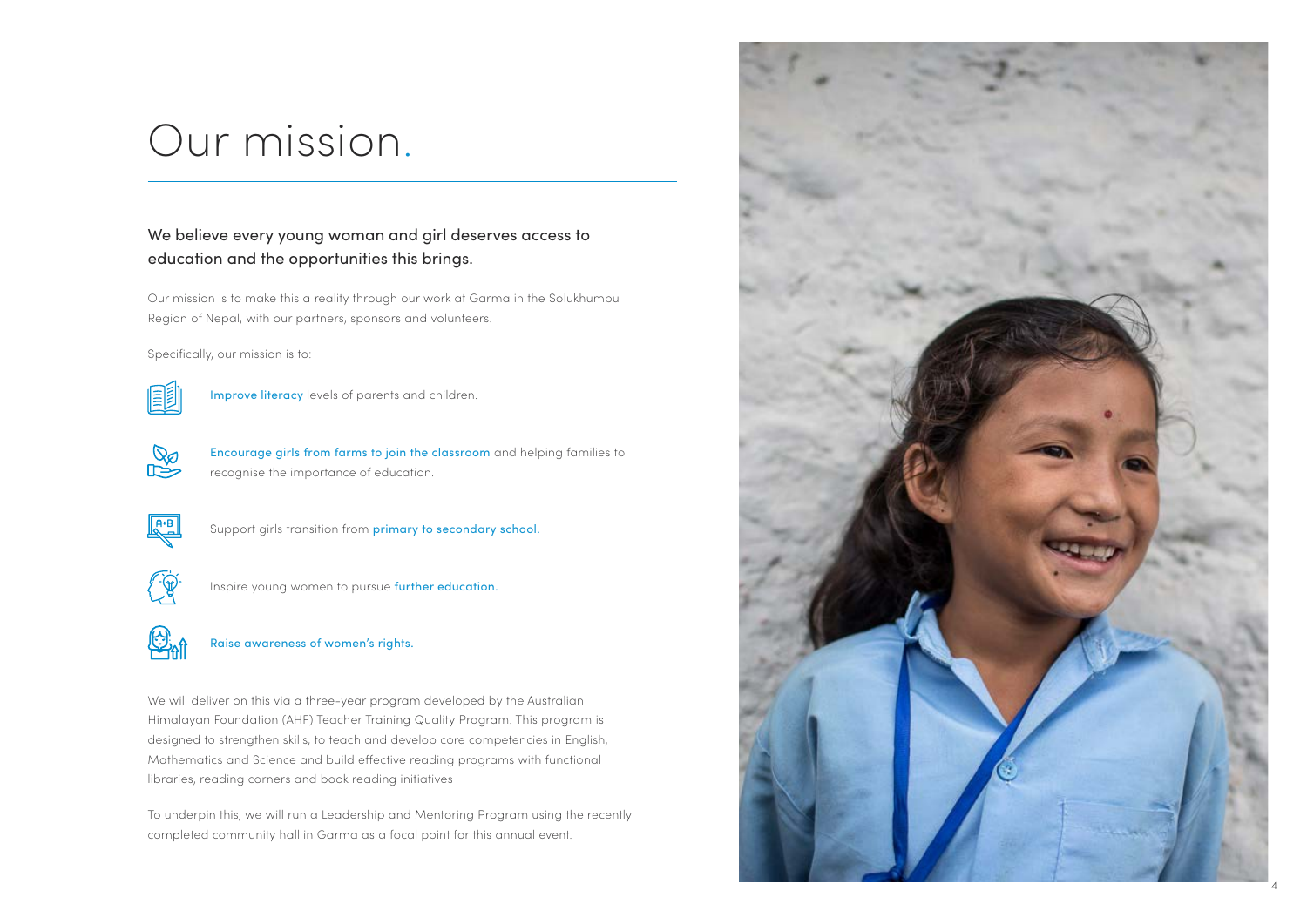# Our mission.

We believe every young woman and girl deserves access to education and the opportunities this brings.

Our mission is to make this a reality through our work at Garma in the Solukhumbu Region of Nepal, with our partners, sponsors and volunteers.

Specifically, our mission is to:

- Improve literacy levels of parents and children.
- Encourage girls from farms to join the classroom and helping families to recognise the importance of education.
- Support girls transition from primary to secondary school.
- Inspire young women to pursue further education.
- Raise awareness of women's rights.

We will deliver on this via a three-year program developed by the Australian Himalayan Foundation (AHF) Teacher Training Quality Program. This program is designed to strengthen skills, to teach and develop core competencies in English, Mathematics and Science and build effective reading programs with functional libraries, reading corners and book reading initiatives

To underpin this, we will run a Leadership and Mentoring Program using the recently completed community hall in Garma as a focal point for this annual event.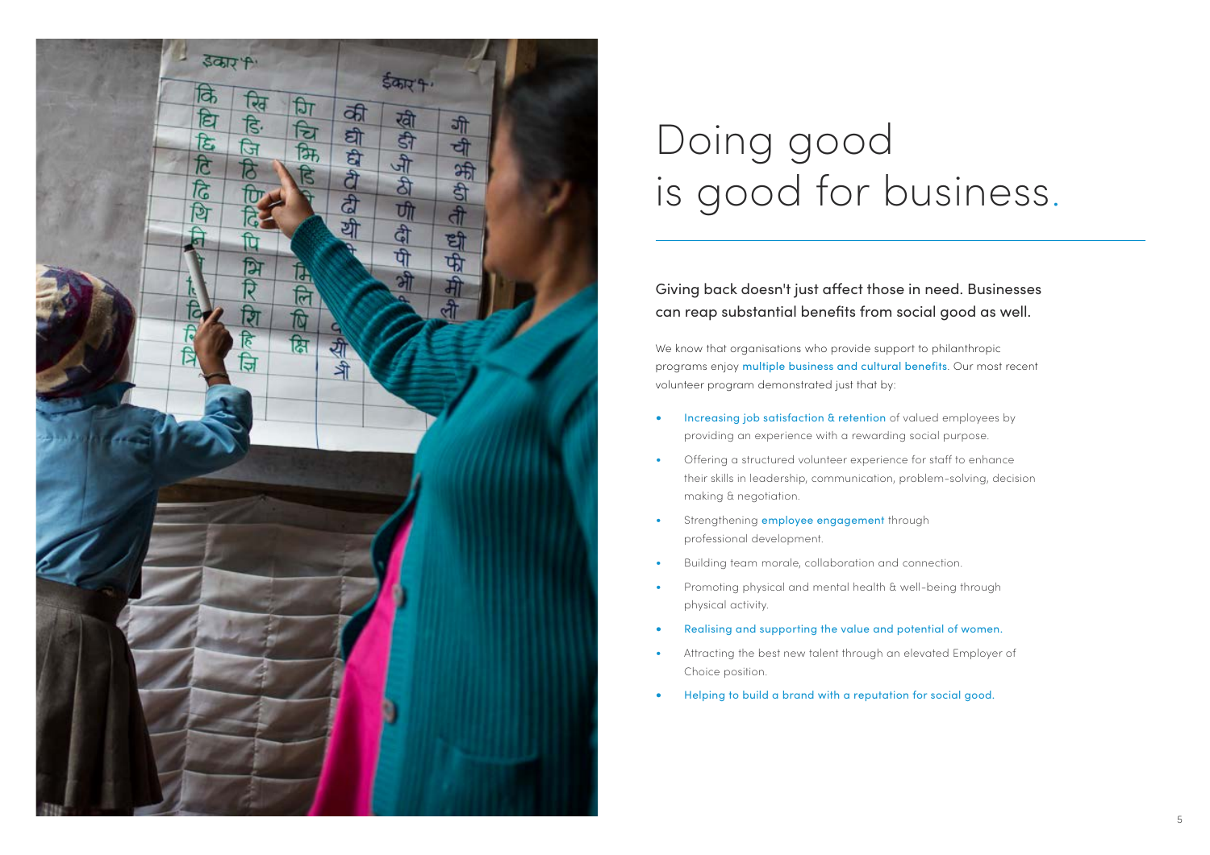# Doing good is good for business.

## Giving back doesn't just affect those in need. Businesses can reap substantial benefits from social good as well.

We know that organisations who provide support to philanthropic programs enjoy multiple business and cultural benefits. Our most recent volunteer program demonstrated just that by:

- Increasing job satisfaction & retention of valued employees by providing an experience with a rewarding social purpose.
- Offering a structured volunteer experience for staff to enhance their skills in leadership, communication, problem-solving, decision making & negotiation.
- Strengthening employee engagement through professional development.
- Building team morale, collaboration and connection.
- Promoting physical and mental health & well-being through physical activity.
- Realising and supporting the value and potential of women.
- Attracting the best new talent through an elevated Employer of Choice position.
- Helping to build a brand with a reputation for social good.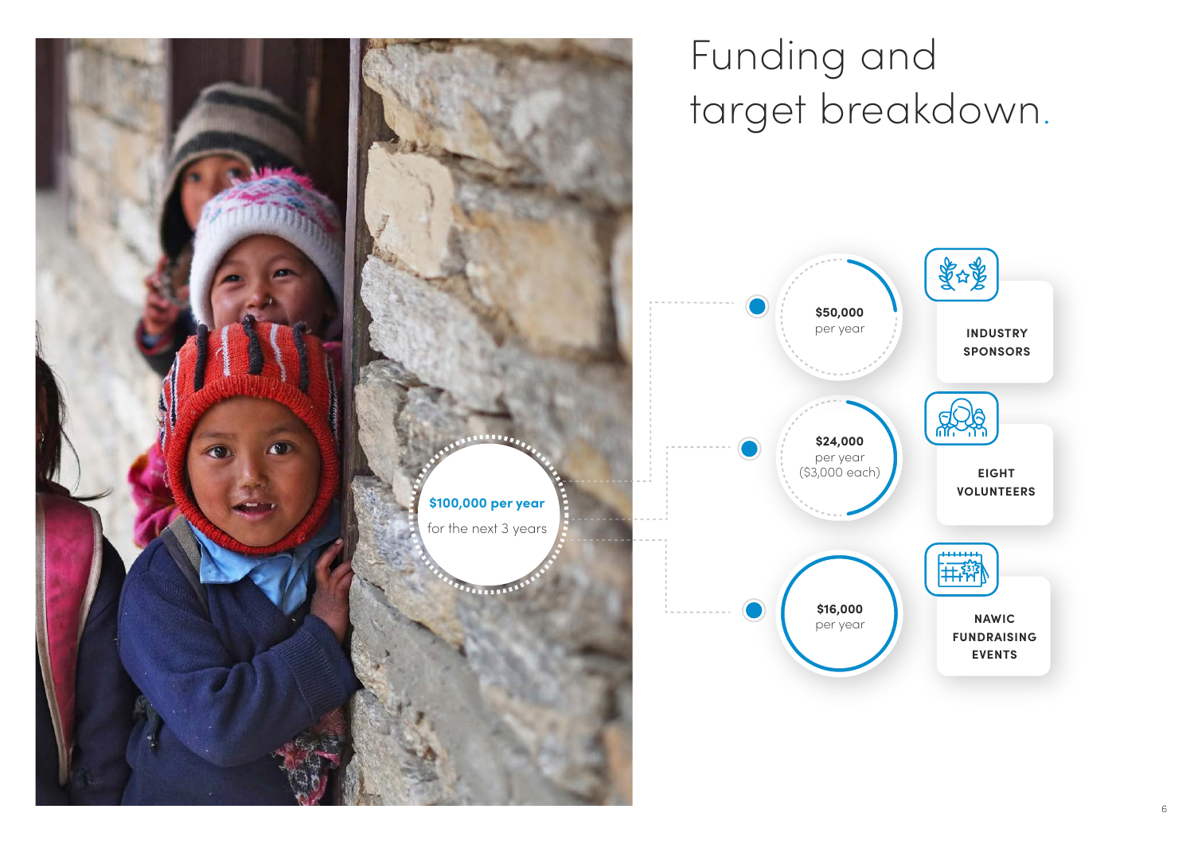# Funding and target breakdown.

**$100,000 per year**
for the next 3 years

- **$50,000** per year — **INDUSTRY SPONSORS**
- **$24,000** per year ($3,000 each) — **EIGHT VOLUNTEERS**
- **$16,000** per year — **NAWIC FUNDRAISING EVENTS**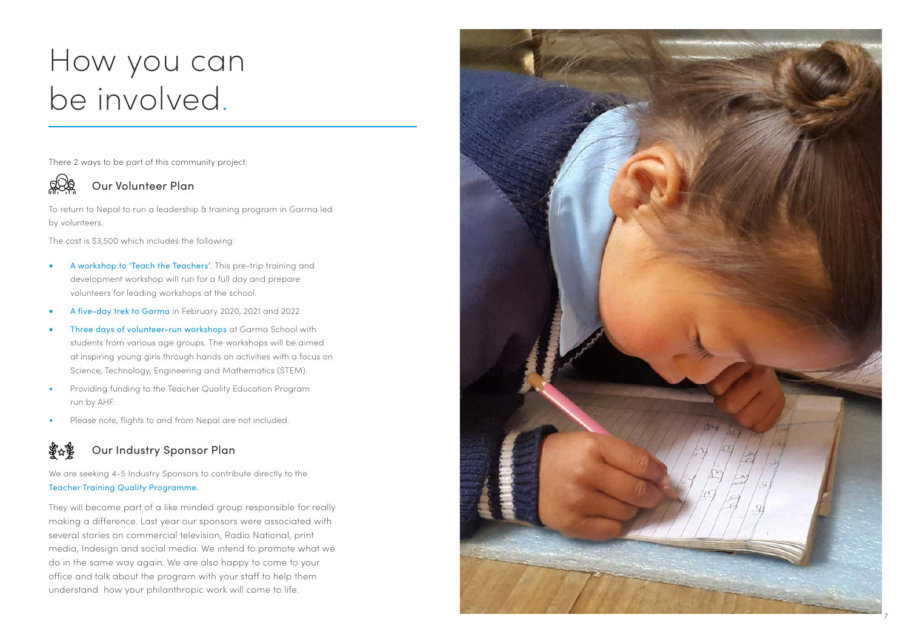# How you can be involved.

There 2 ways to be part of this community project:

## Our Volunteer Plan

To return to Nepal to run a leadership & training program in Garma led by volunteers.

The cost is $3,500 which includes the following:

- A workshop to 'Teach the Teachers'. This pre-trip training and development workshop will run for a full day and prepare volunteers for leading workshops at the school.
- A five-day trek to Garma in February 2020, 2021 and 2022.
- Three days of volunteer-run workshops at Garma School with students from various age groups. The workshops will be aimed at inspiring young girls through hands on activities with a focus on Science, Technology, Engineering and Mathematics (STEM).
- Providing funding to the Teacher Quality Education Program run by AHF.
- Please note, flights to and from Nepal are not included.

## Our Industry Sponsor Plan

We are seeking 4-5 Industry Sponsors to contribute directly to the Teacher Training Quality Programme.

They will become part of a like minded group responsible for really making a difference. Last year our sponsors were associated with several stories on commercial television, Radio National, print media, Indesign and social media. We intend to promote what we do in the same way again. We are also happy to come to your office and talk about the program with your staff to help them understand how your philanthropic work will come to life.